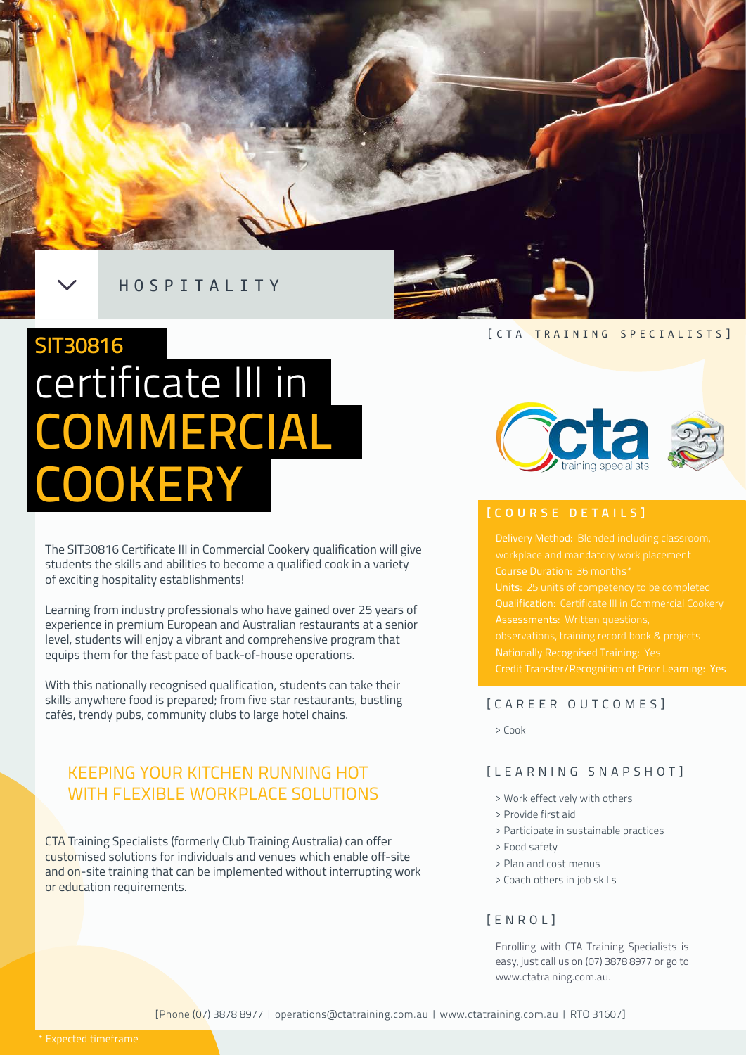HOSPITALITY

# SIT30816 certificate III in COMMERCIAL COOKERY

The SIT30816 Certificate III in Commercial Cookery qualification will give students the skills and abilities to become a qualified cook in a variety of exciting hospitality establishments!

Learning from industry professionals who have gained over 25 years of experience in premium European and Australian restaurants at a senior level, students will enjoy a vibrant and comprehensive program that equips them for the fast pace of back-of-house operations.

With this nationally recognised qualification, students can take their skills anywhere food is prepared; from five star restaurants, bustling cafés, trendy pubs, community clubs to large hotel chains.

## KEEPING YOUR KITCHEN RUNNING HOT WITH FLEXIBLE WORKPLACE SOLUTIONS

CTA Training Specialists (formerly Club Training Australia) can offer customised solutions for individuals and venues which enable off-site and on-site training that can be implemented without interrupting work or education requirements.

[CTA TRAINING SPECIALISTS]

## [COURSE DETAILS]

Delivery Method: Blended including classroom, workplace and mandatory work placement
Course Duration: 36 months*
Units: 25 units of competency to be completed
Qualification: Certificate III in Commercial Cookery
Assessments: Written questions, observations, training record book & projects
Nationally Recognised Training: Yes
Credit Transfer/Recognition of Prior Learning: Yes

## [CAREER OUTCOMES]

> Cook

## [LEARNING SNAPSHOT]

> Work effectively with others
> Provide first aid
> Participate in sustainable practices
> Food safety
> Plan and cost menus
> Coach others in job skills

## [ENROL]

Enrolling with CTA Training Specialists is easy, just call us on (07) 3878 8977 or go to www.ctatraining.com.au.

[Phone (07) 3878 8977 | operations@ctatraining.com.au | www.ctatraining.com.au | RTO 31607]

* Expected timeframe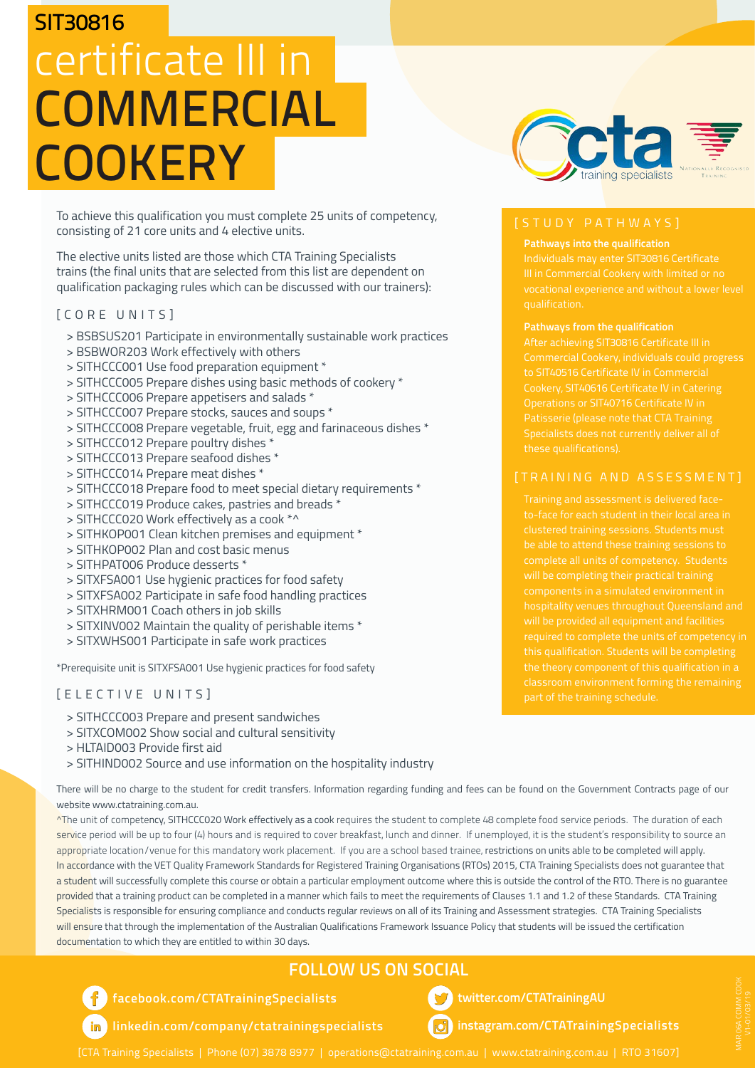**SIT30816**

# certificate III in COMMERCIAL COOKERY

To achieve this qualification you must complete 25 units of competency, consisting of 21 core units and 4 elective units.

The elective units listed are those which CTA Training Specialists trains (the final units that are selected from this list are dependent on qualification packaging rules which can be discussed with our trainers):

## [ CORE UNITS ]

- > BSBSUS201 Participate in environmentally sustainable work practices
- > BSBWOR203 Work effectively with others
- > SITHCCC001 Use food preparation equipment *
- > SITHCCC005 Prepare dishes using basic methods of cookery *
- > SITHCCC006 Prepare appetisers and salads *
- > SITHCCC007 Prepare stocks, sauces and soups *
- > SITHCCC008 Prepare vegetable, fruit, egg and farinaceous dishes *
- > SITHCCC012 Prepare poultry dishes *
- > SITHCCC013 Prepare seafood dishes *
- > SITHCCC014 Prepare meat dishes *
- > SITHCCC018 Prepare food to meet special dietary requirements *
- > SITHCCC019 Produce cakes, pastries and breads *
- > SITHCCC020 Work effectively as a cook *^
- > SITHKOP001 Clean kitchen premises and equipment *
- > SITHKOP002 Plan and cost basic menus
- > SITHPAT006 Produce desserts *
- > SITXFSA001 Use hygienic practices for food safety
- > SITXFSA002 Participate in safe food handling practices
- > SITXHRM001 Coach others in job skills
- > SITXINV002 Maintain the quality of perishable items *
- > SITXWHS001 Participate in safe work practices

*Prerequisite unit is SITXFSA001 Use hygienic practices for food safety

## [ ELECTIVE UNITS ]

- > SITHCCC003 Prepare and present sandwiches
- > SITXCOM002 Show social and cultural sensitivity
- > HLTAID003 Provide first aid
- > SITHIND002 Source and use information on the hospitality industry

## [ STUDY PATHWAYS ]

**Pathways into the qualification**

Individuals may enter SIT30816 Certificate III in Commercial Cookery with limited or no vocational experience and without a lower level qualification.

**Pathways from the qualification**

After achieving SIT30816 Certificate III in Commercial Cookery, individuals could progress to SIT40516 Certificate IV in Commercial Cookery, SIT40616 Certificate IV in Catering Operations or SIT40716 Certificate IV in Patisserie (please note that CTA Training Specialists does not currently deliver all of these qualifications).

## [ TRAINING AND ASSESSMENT ]

Training and assessment is delivered face-to-face for each student in their local area in clustered training sessions. Students must be able to attend these training sessions to complete all units of competency. Students will be completing their practical training components in a simulated environment in hospitality venues throughout Queensland and will be provided all equipment and facilities required to complete the units of competency in this qualification. Students will be completing the theory component of this qualification in a classroom environment forming the remaining part of the training schedule.

There will be no charge to the student for credit transfers. Information regarding funding and fees can be found on the Government Contracts page of our website www.ctatraining.com.au.

^The unit of competency, SITHCCC020 Work effectively as a cook requires the student to complete 48 complete food service periods. The duration of each service period will be up to four (4) hours and is required to cover breakfast, lunch and dinner. If unemployed, it is the student's responsibility to source an appropriate location/venue for this mandatory work placement. If you are a school based trainee, restrictions on units able to be completed will apply.

In accordance with the VET Quality Framework Standards for Registered Training Organisations (RTOs) 2015, CTA Training Specialists does not guarantee that a student will successfully complete this course or obtain a particular employment outcome where this is outside the control of the RTO. There is no guarantee provided that a training product can be completed in a manner which fails to meet the requirements of Clauses 1.1 and 1.2 of these Standards. CTA Training Specialists is responsible for ensuring compliance and conducts regular reviews on all of its Training and Assessment strategies. CTA Training Specialists will ensure that through the implementation of the Australian Qualifications Framework Issuance Policy that students will be issued the certification documentation to which they are entitled to within 30 days.

## FOLLOW US ON SOCIAL

- facebook.com/CTATrainingSpecialists
- twitter.com/CTATrainingAU
- linkedin.com/company/ctatrainingspecialists
- instagram.com/CTATrainingSpecialists

[CTA Training Specialists | Phone (07) 3878 8977 | operations@ctatraining.com.au | www.ctatraining.com.au | RTO 31607]